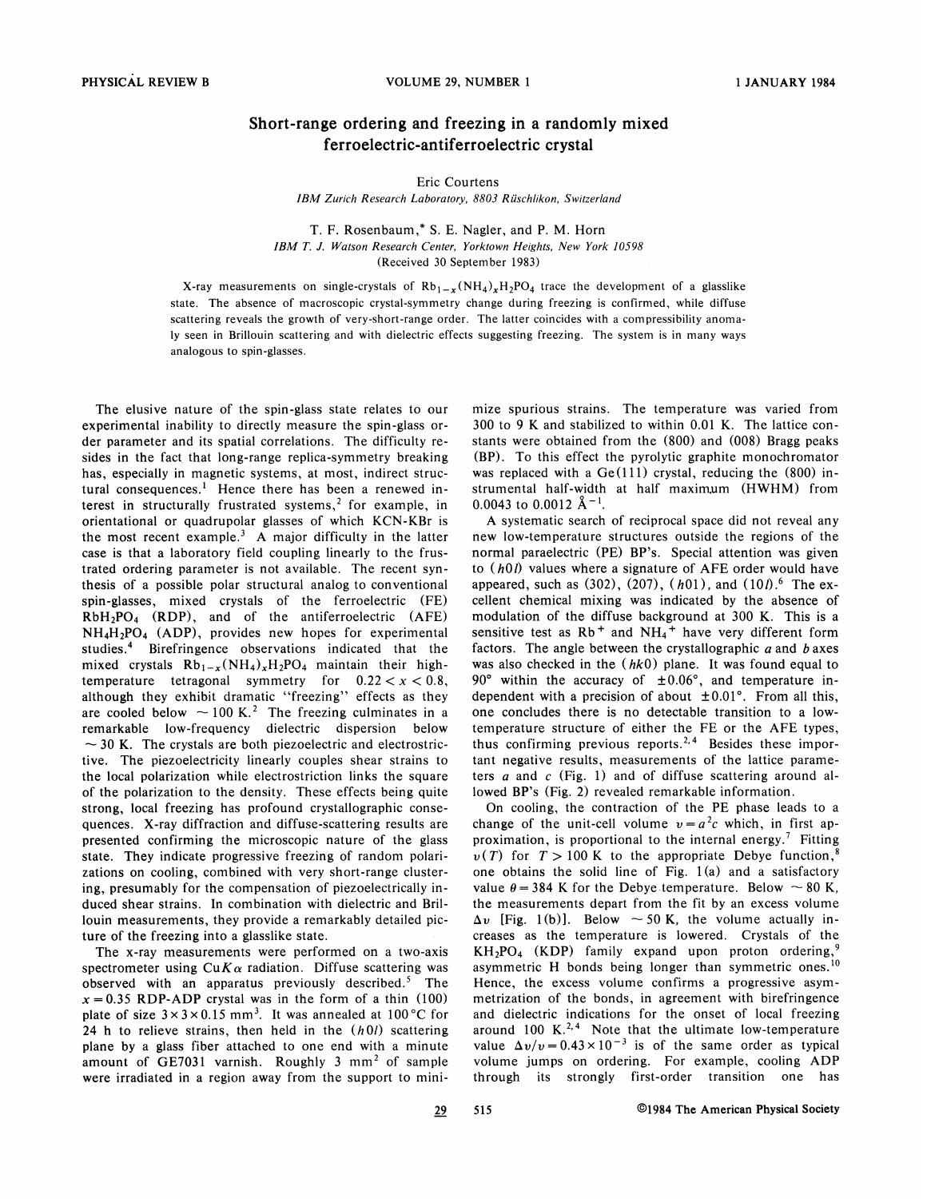# Short-range ordering and freezing in a randomly mixed ferroelectric-antiferroelectric crystal

Eric Courtens
*IBM Zurich Research Laboratory, 8803 Rüschlikon, Switzerland*

T. F. Rosenbaum,* S. E. Nagler, and P. M. Horn
*IBM T. J. Watson Research Center, Yorktown Heights, New York 10598*
(Received 30 September 1983)

X-ray measurements on single-crystals of $Rb_{1-x}(NH_4)_xH_2PO_4$ trace the development of a glasslike state. The absence of macroscopic crystal-symmetry change during freezing is confirmed, while diffuse scattering reveals the growth of very-short-range order. The latter coincides with a compressibility anomaly seen in Brillouin scattering and with dielectric effects suggesting freezing. The system is in many ways analogous to spin-glasses.

The elusive nature of the spin-glass state relates to our experimental inability to directly measure the spin-glass order parameter and its spatial correlations. The difficulty resides in the fact that long-range replica-symmetry breaking has, especially in magnetic systems, at most, indirect structural consequences.[1] Hence there has been a renewed interest in structurally frustrated systems,[2] for example, in orientational or quadrupolar glasses of which KCN-KBr is the most recent example.[3] A major difficulty in the latter case is that a laboratory field coupling linearly to the frustrated ordering parameter is not available. The recent synthesis of a possible polar structural analog to conventional spin-glasses, mixed crystals of the ferroelectric (FE) $RbH_2PO_4$ (RDP), and of the antiferroelectric (AFE) $NH_4H_2PO_4$ (ADP), provides new hopes for experimental studies.[4] Birefringence observations indicated that the mixed crystals $Rb_{1-x}(NH_4)_xH_2PO_4$ maintain their high-temperature tetragonal symmetry for $0.22 < x < 0.8$, although they exhibit dramatic "freezing" effects as they are cooled below $\sim 100$ K.[2] The freezing culminates in a remarkable low-frequency dielectric dispersion below $\sim 30$ K. The crystals are both piezoelectric and electrostrictive. The piezoelectricity linearly couples shear strains to the local polarization while electrostriction links the square of the polarization to the density. These effects being quite strong, local freezing has profound crystallographic consequences. X-ray diffraction and diffuse-scattering results are presented confirming the microscopic nature of the glass state. They indicate progressive freezing of random polarizations on cooling, combined with very short-range clustering, presumably for the compensation of piezoelectrically induced shear strains. In combination with dielectric and Brillouin measurements, they provide a remarkably detailed picture of the freezing into a glasslike state.

The x-ray measurements were performed on a two-axis spectrometer using Cu$K\alpha$ radiation. Diffuse scattering was observed with an apparatus previously described.[5] The $x = 0.35$ RDP-ADP crystal was in the form of a thin (100) plate of size $3\times3\times0.15$ mm$^3$. It was annealed at 100 °C for 24 h to relieve strains, then held in the $(h0l)$ scattering plane by a glass fiber attached to one end with a minute amount of GE7031 varnish. Roughly 3 mm$^2$ of sample were irradiated in a region away from the support to minimize spurious strains. The temperature was varied from 300 to 9 K and stabilized to within 0.01 K. The lattice constants were obtained from the (800) and (008) Bragg peaks (BP). To this effect the pyrolytic graphite monochromator was replaced with a Ge(111) crystal, reducing the (800) instrumental half-width at half maximum (HWHM) from 0.0043 to 0.0012 Å$^{-1}$.

A systematic search of reciprocal space did not reveal any new low-temperature structures outside the regions of the normal paraelectric (PE) BP's. Special attention was given to $(h0l)$ values where a signature of AFE order would have appeared, such as (302), (207), $(h01)$, and $(10l)$.[6] The excellent chemical mixing was indicated by the absence of modulation of the diffuse background at 300 K. This is a sensitive test as $Rb^+$ and $NH_4^+$ have very different form factors. The angle between the crystallographic $a$ and $b$ axes was also checked in the $(hk0)$ plane. It was found equal to 90° within the accuracy of $\pm0.06°$, and temperature independent with a precision of about $\pm0.01°$. From all this, one concludes there is no detectable transition to a low-temperature structure of either the FE or the AFE types, thus confirming previous reports.[2,4] Besides these important negative results, measurements of the lattice parameters $a$ and $c$ (Fig. 1) and of diffuse scattering around allowed BP's (Fig. 2) revealed remarkable information.

On cooling, the contraction of the PE phase leads to a change of the unit-cell volume $v = a^2c$ which, in first approximation, is proportional to the internal energy.[7] Fitting $v(T)$ for $T > 100$ K to the appropriate Debye function,[8] one obtains the solid line of Fig. 1(a) and a satisfactory value $\theta = 384$ K for the Debye temperature. Below $\sim 80$ K, the measurements depart from the fit by an excess volume $\Delta v$ [Fig. 1(b)]. Below $\sim 50$ K, the volume actually increases as the temperature is lowered. Crystals of the $KH_2PO_4$ (KDP) family expand upon proton ordering,[9] asymmetric H bonds being longer than symmetric ones.[10] Hence, the excess volume confirms a progressive asymmetrization of the bonds, in agreement with birefringence and dielectric indications for the onset of local freezing around 100 K.[2,4] Note that the ultimate low-temperature value $\Delta v/v = 0.43\times10^{-3}$ is of the same order as typical volume jumps on ordering. For example, cooling ADP through its strongly first-order transition one has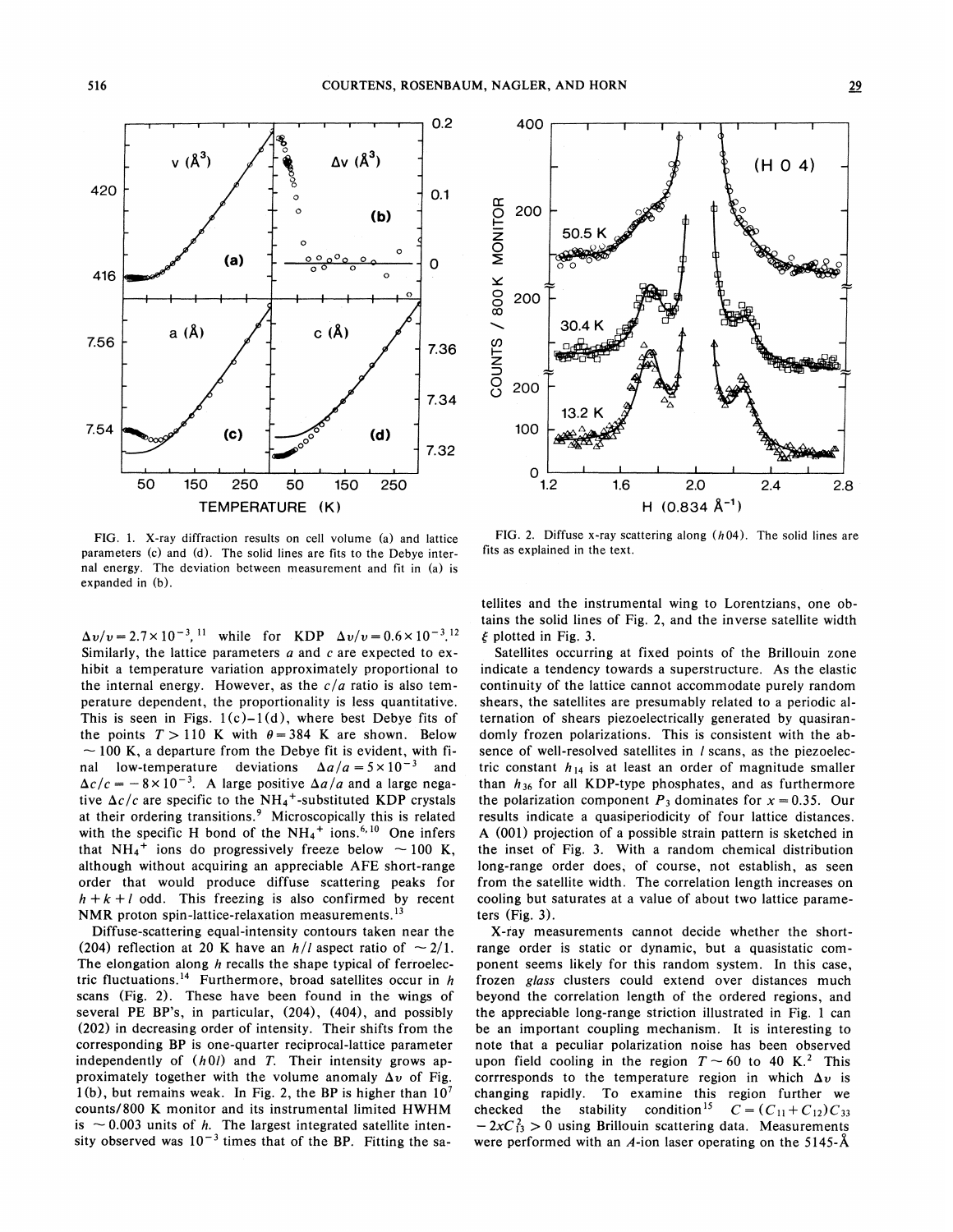FIG. 1. X-ray diffraction results on cell volume (a) and lattice parameters (c) and (d). The solid lines are fits to the Debye internal energy. The deviation between measurement and fit in (a) is expanded in (b).

FIG. 2. Diffuse x-ray scattering along $(h04)$. The solid lines are fits as explained in the text.

$\Delta v/v = 2.7\times10^{-3}$,[11] while for KDP $\Delta v/v = 0.6\times10^{-3}$.[12] Similarly, the lattice parameters $a$ and $c$ are expected to exhibit a temperature variation approximately proportional to the internal energy. However, as the $c/a$ ratio is also temperature dependent, the proportionality is less quantitative. This is seen in Figs. 1(c)–1(d), where best Debye fits of the points $T > 110$ K with $\theta = 384$ K are shown. Below $\sim 100$ K, a departure from the Debye fit is evident, with final low-temperature deviations $\Delta a/a = 5\times10^{-3}$ and $\Delta c/c = -8\times10^{-3}$. A large positive $\Delta a/a$ and a large negative $\Delta c/c$ are specific to the $NH_4^+$-substituted KDP crystals at their ordering transitions.[9] Microscopically this is related with the specific H bond of the $NH_4^+$ ions.[6,10] One infers that $NH_4^+$ ions do progressively freeze below $\sim 100$ K, although without acquiring an appreciable AFE short-range order that would produce diffuse scattering peaks for $h+k+l$ odd. This freezing is also confirmed by recent NMR proton spin-lattice-relaxation measurements.[13]

Diffuse-scattering equal-intensity contours taken near the (204) reflection at 20 K have an $h/l$ aspect ratio of $\sim 2/1$. The elongation along $h$ recalls the shape typical of ferroelectric fluctuations.[14] Furthermore, broad satellites occur in $h$ scans (Fig. 2). These have been found in the wings of several PE BP's, in particular, (204), (404), and possibly (202) in decreasing order of intensity. Their shifts from the corresponding BP is one-quarter reciprocal-lattice parameter independently of $(h0l)$ and $T$. Their intensity grows approximately together with the volume anomaly $\Delta v$ of Fig. 1(b), but remains weak. In Fig. 2, the BP is higher than $10^7$ counts/800 K monitor and its instrumental limited HWHM is $\sim 0.003$ units of $h$. The largest integrated satellite intensity observed was $10^{-3}$ times that of the BP. Fitting the satellites and the instrumental wing to Lorentzians, one obtains the solid lines of Fig. 2, and the inverse satellite width $\xi$ plotted in Fig. 3.

Satellites occurring at fixed points of the Brillouin zone indicate a tendency towards a superstructure. As the elastic continuity of the lattice cannot accommodate purely random shears, the satellites are presumably related to a periodic alternation of shears piezoelectrically generated by quasirandomly frozen polarizations. This is consistent with the absence of well-resolved satellites in $l$ scans, as the piezoelectric constant $h_{14}$ is at least an order of magnitude smaller than $h_{36}$ for all KDP-type phosphates, and as furthermore the polarization component $P_3$ dominates for $x = 0.35$. Our results indicate a quasiperiodicity of four lattice distances. A (001) projection of a possible strain pattern is sketched in the inset of Fig. 3. With a random chemical distribution long-range order does, of course, not establish, as seen from the satellite width. The correlation length increases on cooling but saturates at a value of about two lattice parameters (Fig. 3).

X-ray measurements cannot decide whether the short-range order is static or dynamic, but a quasistatic component seems likely for this random system. In this case, frozen *glass* clusters could extend over distances much beyond the correlation length of the ordered regions, and the appreciable long-range striction illustrated in Fig. 1 can be an important coupling mechanism. It is interesting to note that a peculiar polarization noise has been observed upon field cooling in the region $T \sim 60$ to 40 K.[2] This corrresponds to the temperature region in which $\Delta v$ is changing rapidly. To examine this region further we checked the stability condition[15] $C = (C_{11}+C_{12})C_{33} - 2xC_{13}^2 > 0$ using Brillouin scattering data. Measurements were performed with an $A$-ion laser operating on the 5145-Å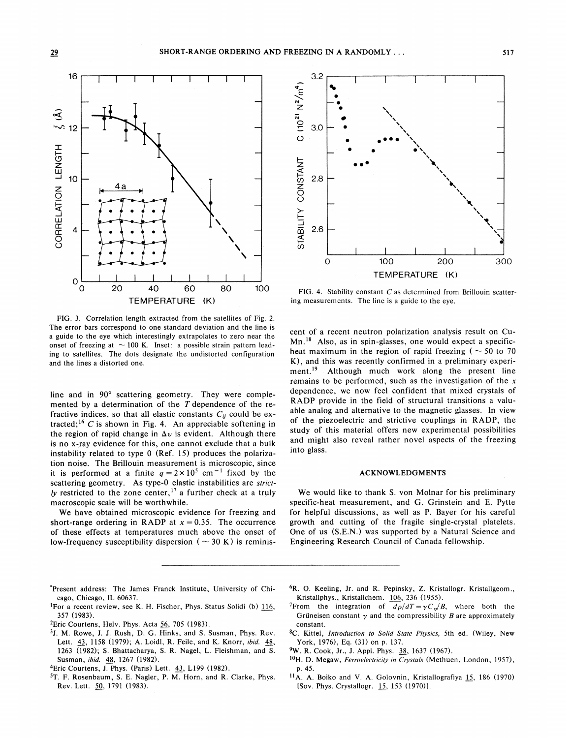FIG. 3. Correlation length extracted from the satellites of Fig. 2. The error bars correspond to one standard deviation and the line is a guide to the eye which interestingly extrapolates to zero near the onset of freezing at ~100 K. Inset: a possible strain pattern leading to satellites. The dots designate the undistorted configuration and the lines a distorted one.

FIG. 4. Stability constant $C$ as determined from Brillouin scattering measurements. The line is a guide to the eye.

line and in 90° scattering geometry. They were complemented by a determination of the $T$ dependence of the refractive indices, so that all elastic constants $C_{ij}$ could be extracted;[16] $C$ is shown in Fig. 4. An appreciable softening in the region of rapid change in $\Delta v$ is evident. Although there is no x-ray evidence for this, one cannot exclude that a bulk instability related to type 0 (Ref. 15) produces the polarization noise. The Brillouin measurement is microscopic, since it is performed at a finite $q = 2\times 10^5$ cm$^{-1}$ fixed by the scattering geometry. As type-0 elastic instabilities are *strictly* restricted to the zone center,[17] a further check at a truly macroscopic scale will be worthwhile.

We have obtained microscopic evidence for freezing and short-range ordering in RADP at $x = 0.35$. The occurrence of these effects at temperatures much above the onset of low-frequency susceptibility dispersion (~30 K) is reminiscent of a recent neutron polarization analysis result on CuMn.[18] Also, as in spin-glasses, one would expect a specific-heat maximum in the region of rapid freezing (~50 to 70 K), and this was recently confirmed in a preliminary experiment.[19] Although much work along the present line remains to be performed, such as the investigation of the $x$ dependence, we now feel confident that mixed crystals of RADP provide in the field of structural transitions a valuable analog and alternative to the magnetic glasses. In view of the piezoelectric and strictive couplings in RADP, the study of this material offers new experimental possibilities and might also reveal rather novel aspects of the freezing into glass.

## ACKNOWLEDGMENTS

We would like to thank S. von Molnar for his preliminary specific-heat measurement, and G. Grinstein and E. Pytte for helpful discussions, as well as P. Bayer for his careful growth and cutting of the fragile single-crystal platelets. One of us (S.E.N.) was supported by a Natural Science and Engineering Research Council of Canada fellowship.

---

*Present address: The James Franck Institute, University of Chicago, Chicago, IL 60637.

[1] For a recent review, see K. H. Fischer, Phys. Status Solidi (b) 116, 357 (1983).

[2] Eric Courtens, Helv. Phys. Acta 56, 705 (1983).

[3] J. M. Rowe, J. J. Rush, D. G. Hinks, and S. Susman, Phys. Rev. Lett. 43, 1158 (1979); A. Loidl, R. Feile, and K. Knorr, *ibid.* 48, 1263 (1982); S. Bhattacharya, S. R. Nagel, L. Fleishman, and S. Susman, *ibid.* 48, 1267 (1982).

[4] Eric Courtens, J. Phys. (Paris) Lett. 43, L199 (1982).

[5] T. F. Rosenbaum, S. E. Nagler, P. M. Horn, and R. Clarke, Phys. Rev. Lett. 50, 1791 (1983).

[6] R. O. Keeling, Jr. and R. Pepinsky, Z. Kristallogr. Kristallgeom., Kristallphys., Kristallchem. 106, 236 (1955).

[7] From the integration of $d\rho/dT = \gamma C_v/B$, where both the Grüneisen constant $\gamma$ and the compressibility $B$ are approximately constant.

[8] C. Kittel, *Introduction to Solid State Physics*, 5th ed. (Wiley, New York, 1976), Eq. (31) on p. 137.

[9] W. R. Cook, Jr., J. Appl. Phys. 38, 1637 (1967).

[10] H. D. Megaw, *Ferroelectricity in Crystals* (Methuen, London, 1957), p. 45.

[11] A. A. Boiko and V. A. Golovnin, Kristallografiya 15, 186 (1970) [Sov. Phys. Crystallogr. 15, 153 (1970)].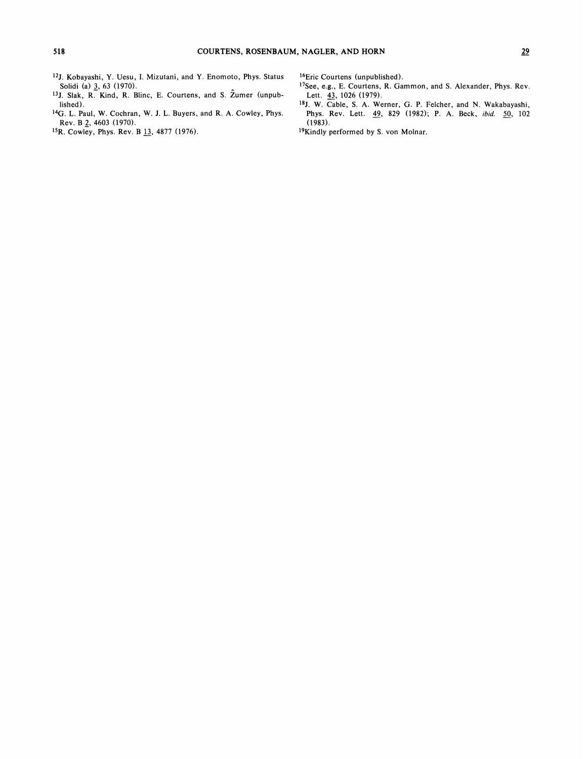[12]J. Kobayashi, Y. Uesu, I. Mizutani, and Y. Enomoto, Phys. Status Solidi (a) 3, 63 (1970).

[13]J. Slak, R. Kind, R. Blinc, E. Courtens, and S. Žumer (unpublished).

[14]G. L. Paul, W. Cochran, W. J. L. Buyers, and R. A. Cowley, Phys. Rev. B 2, 4603 (1970).

[15]R. Cowley, Phys. Rev. B 13, 4877 (1976).

[16]Eric Courtens (unpublished).

[17]See, e.g., E. Courtens, R. Gammon, and S. Alexander, Phys. Rev. Lett. 43, 1026 (1979).

[18]J. W. Cable, S. A. Werner, G. P. Felcher, and N. Wakabayashi, Phys. Rev. Lett. 49, 829 (1982); P. A. Beck, *ibid.* 50, 102 (1983).

[19]Kindly performed by S. von Molnar.